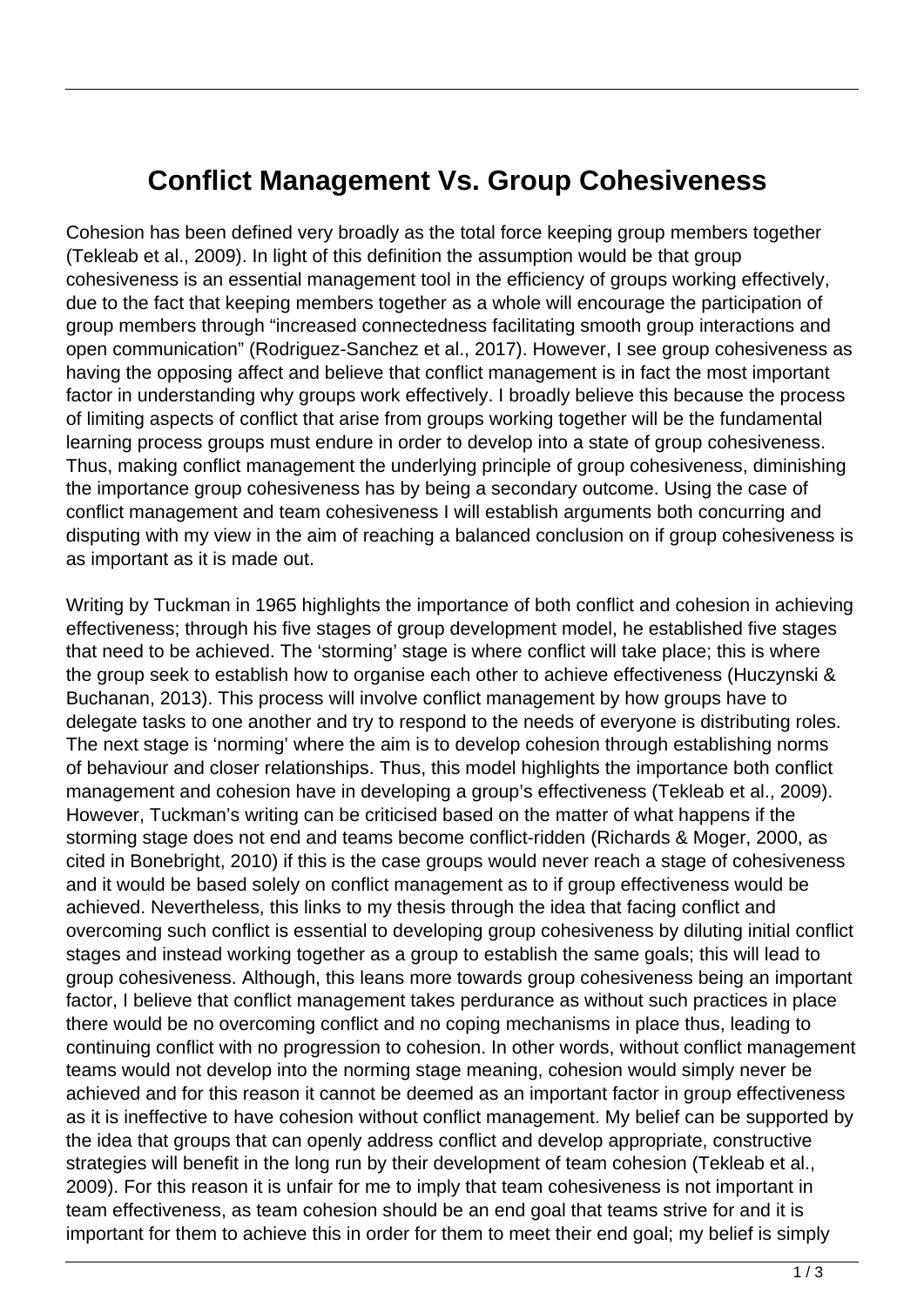# Conflict Management Vs. Group Cohesiveness

Cohesion has been defined very broadly as the total force keeping group members together (Tekleab et al., 2009). In light of this definition the assumption would be that group cohesiveness is an essential management tool in the efficiency of groups working effectively, due to the fact that keeping members together as a whole will encourage the participation of group members through "increased connectedness facilitating smooth group interactions and open communication" (Rodriguez-Sanchez et al., 2017). However, I see group cohesiveness as having the opposing affect and believe that conflict management is in fact the most important factor in understanding why groups work effectively. I broadly believe this because the process of limiting aspects of conflict that arise from groups working together will be the fundamental learning process groups must endure in order to develop into a state of group cohesiveness. Thus, making conflict management the underlying principle of group cohesiveness, diminishing the importance group cohesiveness has by being a secondary outcome. Using the case of conflict management and team cohesiveness I will establish arguments both concurring and disputing with my view in the aim of reaching a balanced conclusion on if group cohesiveness is as important as it is made out.

Writing by Tuckman in 1965 highlights the importance of both conflict and cohesion in achieving effectiveness; through his five stages of group development model, he established five stages that need to be achieved. The 'storming' stage is where conflict will take place; this is where the group seek to establish how to organise each other to achieve effectiveness (Huczynski & Buchanan, 2013). This process will involve conflict management by how groups have to delegate tasks to one another and try to respond to the needs of everyone is distributing roles. The next stage is 'norming' where the aim is to develop cohesion through establishing norms of behaviour and closer relationships. Thus, this model highlights the importance both conflict management and cohesion have in developing a group's effectiveness (Tekleab et al., 2009). However, Tuckman's writing can be criticised based on the matter of what happens if the storming stage does not end and teams become conflict-ridden (Richards & Moger, 2000, as cited in Bonebright, 2010) if this is the case groups would never reach a stage of cohesiveness and it would be based solely on conflict management as to if group effectiveness would be achieved. Nevertheless, this links to my thesis through the idea that facing conflict and overcoming such conflict is essential to developing group cohesiveness by diluting initial conflict stages and instead working together as a group to establish the same goals; this will lead to group cohesiveness. Although, this leans more towards group cohesiveness being an important factor, I believe that conflict management takes perdurance as without such practices in place there would be no overcoming conflict and no coping mechanisms in place thus, leading to continuing conflict with no progression to cohesion. In other words, without conflict management teams would not develop into the norming stage meaning, cohesion would simply never be achieved and for this reason it cannot be deemed as an important factor in group effectiveness as it is ineffective to have cohesion without conflict management. My belief can be supported by the idea that groups that can openly address conflict and develop appropriate, constructive strategies will benefit in the long run by their development of team cohesion (Tekleab et al., 2009). For this reason it is unfair for me to imply that team cohesiveness is not important in team effectiveness, as team cohesion should be an end goal that teams strive for and it is important for them to achieve this in order for them to meet their end goal; my belief is simply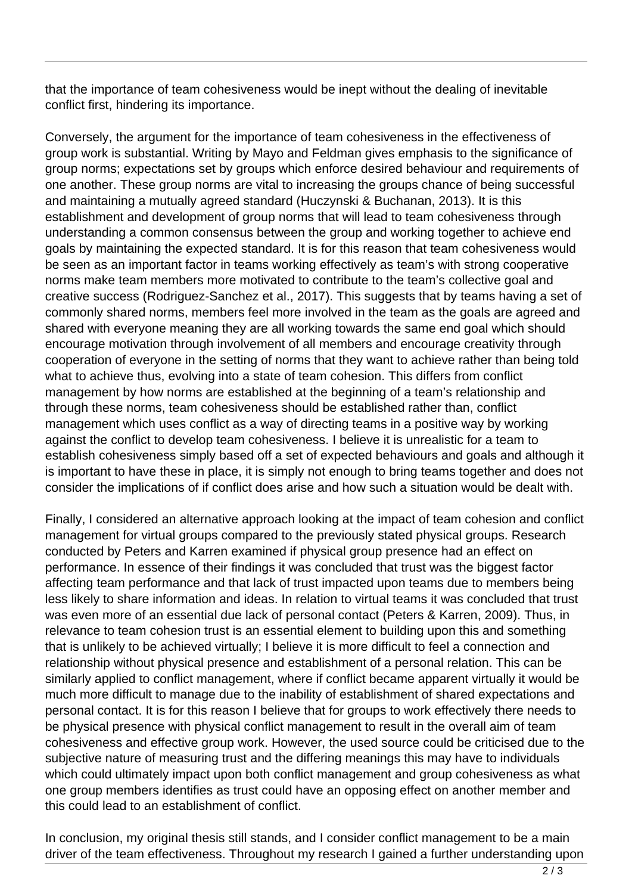that the importance of team cohesiveness would be inept without the dealing of inevitable conflict first, hindering its importance.

Conversely, the argument for the importance of team cohesiveness in the effectiveness of group work is substantial. Writing by Mayo and Feldman gives emphasis to the significance of group norms; expectations set by groups which enforce desired behaviour and requirements of one another. These group norms are vital to increasing the groups chance of being successful and maintaining a mutually agreed standard (Huczynski & Buchanan, 2013). It is this establishment and development of group norms that will lead to team cohesiveness through understanding a common consensus between the group and working together to achieve end goals by maintaining the expected standard. It is for this reason that team cohesiveness would be seen as an important factor in teams working effectively as team's with strong cooperative norms make team members more motivated to contribute to the team's collective goal and creative success (Rodriguez-Sanchez et al., 2017). This suggests that by teams having a set of commonly shared norms, members feel more involved in the team as the goals are agreed and shared with everyone meaning they are all working towards the same end goal which should encourage motivation through involvement of all members and encourage creativity through cooperation of everyone in the setting of norms that they want to achieve rather than being told what to achieve thus, evolving into a state of team cohesion. This differs from conflict management by how norms are established at the beginning of a team's relationship and through these norms, team cohesiveness should be established rather than, conflict management which uses conflict as a way of directing teams in a positive way by working against the conflict to develop team cohesiveness. I believe it is unrealistic for a team to establish cohesiveness simply based off a set of expected behaviours and goals and although it is important to have these in place, it is simply not enough to bring teams together and does not consider the implications of if conflict does arise and how such a situation would be dealt with.

Finally, I considered an alternative approach looking at the impact of team cohesion and conflict management for virtual groups compared to the previously stated physical groups. Research conducted by Peters and Karren examined if physical group presence had an effect on performance. In essence of their findings it was concluded that trust was the biggest factor affecting team performance and that lack of trust impacted upon teams due to members being less likely to share information and ideas. In relation to virtual teams it was concluded that trust was even more of an essential due lack of personal contact (Peters & Karren, 2009). Thus, in relevance to team cohesion trust is an essential element to building upon this and something that is unlikely to be achieved virtually; I believe it is more difficult to feel a connection and relationship without physical presence and establishment of a personal relation. This can be similarly applied to conflict management, where if conflict became apparent virtually it would be much more difficult to manage due to the inability of establishment of shared expectations and personal contact. It is for this reason I believe that for groups to work effectively there needs to be physical presence with physical conflict management to result in the overall aim of team cohesiveness and effective group work. However, the used source could be criticised due to the subjective nature of measuring trust and the differing meanings this may have to individuals which could ultimately impact upon both conflict management and group cohesiveness as what one group members identifies as trust could have an opposing effect on another member and this could lead to an establishment of conflict.

In conclusion, my original thesis still stands, and I consider conflict management to be a main driver of the team effectiveness. Throughout my research I gained a further understanding upon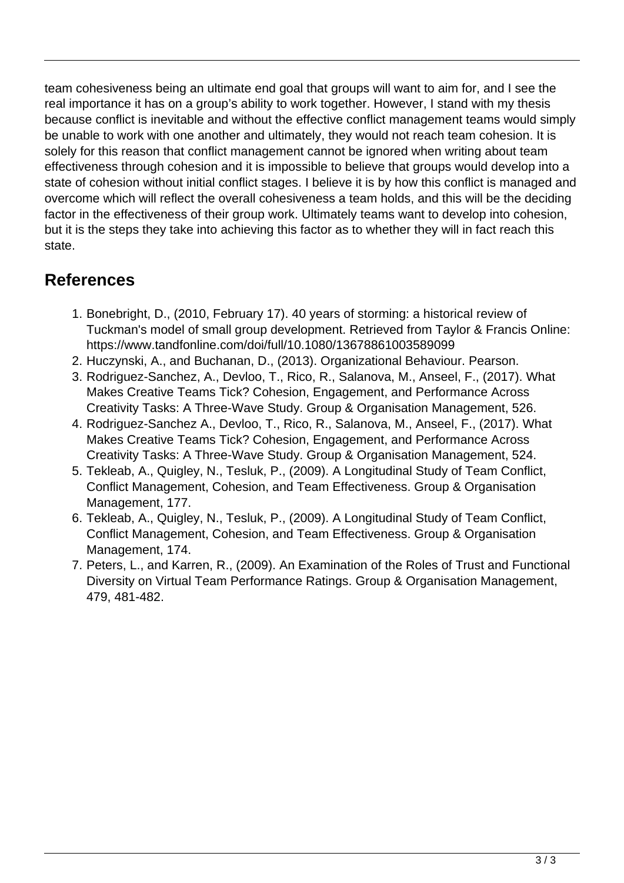team cohesiveness being an ultimate end goal that groups will want to aim for, and I see the real importance it has on a group's ability to work together. However, I stand with my thesis because conflict is inevitable and without the effective conflict management teams would simply be unable to work with one another and ultimately, they would not reach team cohesion. It is solely for this reason that conflict management cannot be ignored when writing about team effectiveness through cohesion and it is impossible to believe that groups would develop into a state of cohesion without initial conflict stages. I believe it is by how this conflict is managed and overcome which will reflect the overall cohesiveness a team holds, and this will be the deciding factor in the effectiveness of their group work. Ultimately teams want to develop into cohesion, but it is the steps they take into achieving this factor as to whether they will in fact reach this state.

## References

1. Bonebright, D., (2010, February 17). 40 years of storming: a historical review of Tuckman's model of small group development. Retrieved from Taylor & Francis Online: https://www.tandfonline.com/doi/full/10.1080/13678861003589099
2. Huczynski, A., and Buchanan, D., (2013). Organizational Behaviour. Pearson.
3. Rodriguez-Sanchez, A., Devloo, T., Rico, R., Salanova, M., Anseel, F., (2017). What Makes Creative Teams Tick? Cohesion, Engagement, and Performance Across Creativity Tasks: A Three-Wave Study. Group & Organisation Management, 526.
4. Rodriguez-Sanchez A., Devloo, T., Rico, R., Salanova, M., Anseel, F., (2017). What Makes Creative Teams Tick? Cohesion, Engagement, and Performance Across Creativity Tasks: A Three-Wave Study. Group & Organisation Management, 524.
5. Tekleab, A., Quigley, N., Tesluk, P., (2009). A Longitudinal Study of Team Conflict, Conflict Management, Cohesion, and Team Effectiveness. Group & Organisation Management, 177.
6. Tekleab, A., Quigley, N., Tesluk, P., (2009). A Longitudinal Study of Team Conflict, Conflict Management, Cohesion, and Team Effectiveness. Group & Organisation Management, 174.
7. Peters, L., and Karren, R., (2009). An Examination of the Roles of Trust and Functional Diversity on Virtual Team Performance Ratings. Group & Organisation Management, 479, 481-482.